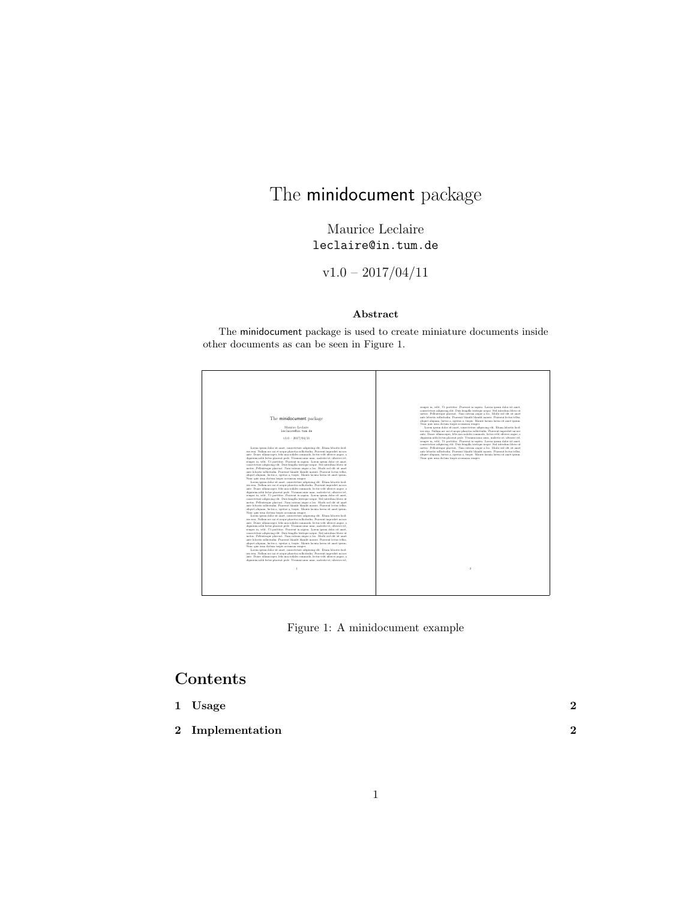# The minidocument package

Maurice Leclaire
`leclaire@in.tum.de`

v1.0 – 2017/04/11

**Abstract**

The minidocument package is used to create miniature documents inside other documents as can be seen in Figure 1.

Figure 1: A minidocument example

## Contents

| | |
|---|---|
| **1 Usage** | **2** |
| **2 Implementation** | **2** |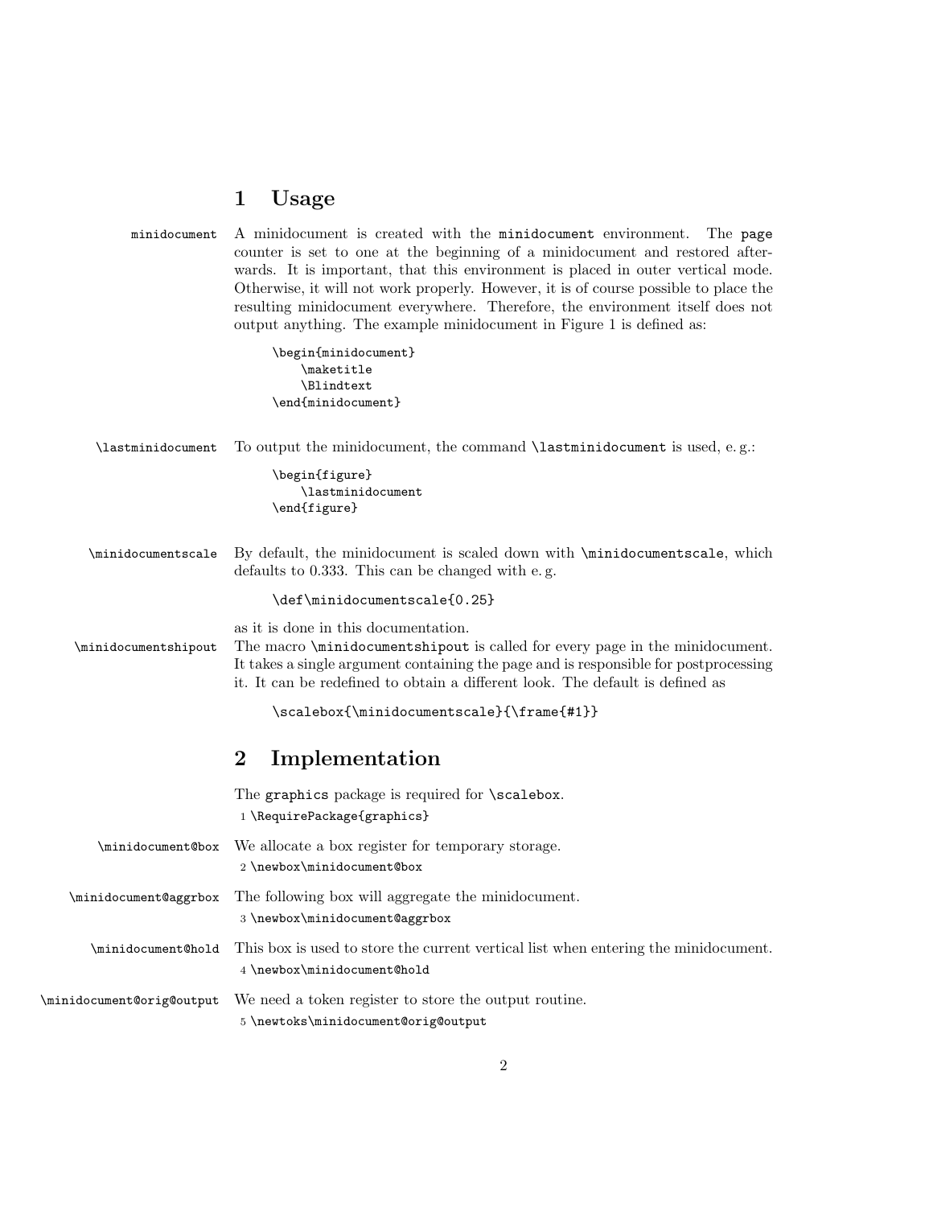# 1 Usage

minidocument

A minidocument is created with the `minidocument` environment. The `page` counter is set to one at the beginning of a minidocument and restored afterwards. It is important, that this environment is placed in outer vertical mode. Otherwise, it will not work properly. However, it is of course possible to place the resulting minidocument everywhere. Therefore, the environment itself does not output anything. The example minidocument in Figure 1 is defined as:

```
\begin{minidocument}
    \maketitle
    \Blindtext
\end{minidocument}
```

\lastminidocument

To output the minidocument, the command `\lastminidocument` is used, e. g.:

```
\begin{figure}
    \lastminidocument
\end{figure}
```

\minidocumentscale

By default, the minidocument is scaled down with `\minidocumentscale`, which defaults to 0.333. This can be changed with e. g.

```
\def\minidocumentscale{0.25}
```

as it is done in this documentation.

\minidocumentshipout

The macro `\minidocumentshipout` is called for every page in the minidocument. It takes a single argument containing the page and is responsible for postprocessing it. It can be redefined to obtain a different look. The default is defined as

```
\scalebox{\minidocumentscale}{\frame{#1}}
```

# 2 Implementation

The `graphics` package is required for `\scalebox`.

```
1 \RequirePackage{graphics}
```

\minidocument@box

We allocate a box register for temporary storage.

```
2 \newbox\minidocument@box
```

\minidocument@aggrbox

The following box will aggregate the minidocument.

```
3 \newbox\minidocument@aggrbox
```

\minidocument@hold

This box is used to store the current vertical list when entering the minidocument.

```
4 \newbox\minidocument@hold
```

\minidocument@orig@output

We need a token register to store the output routine.

```
5 \newtoks\minidocument@orig@output
```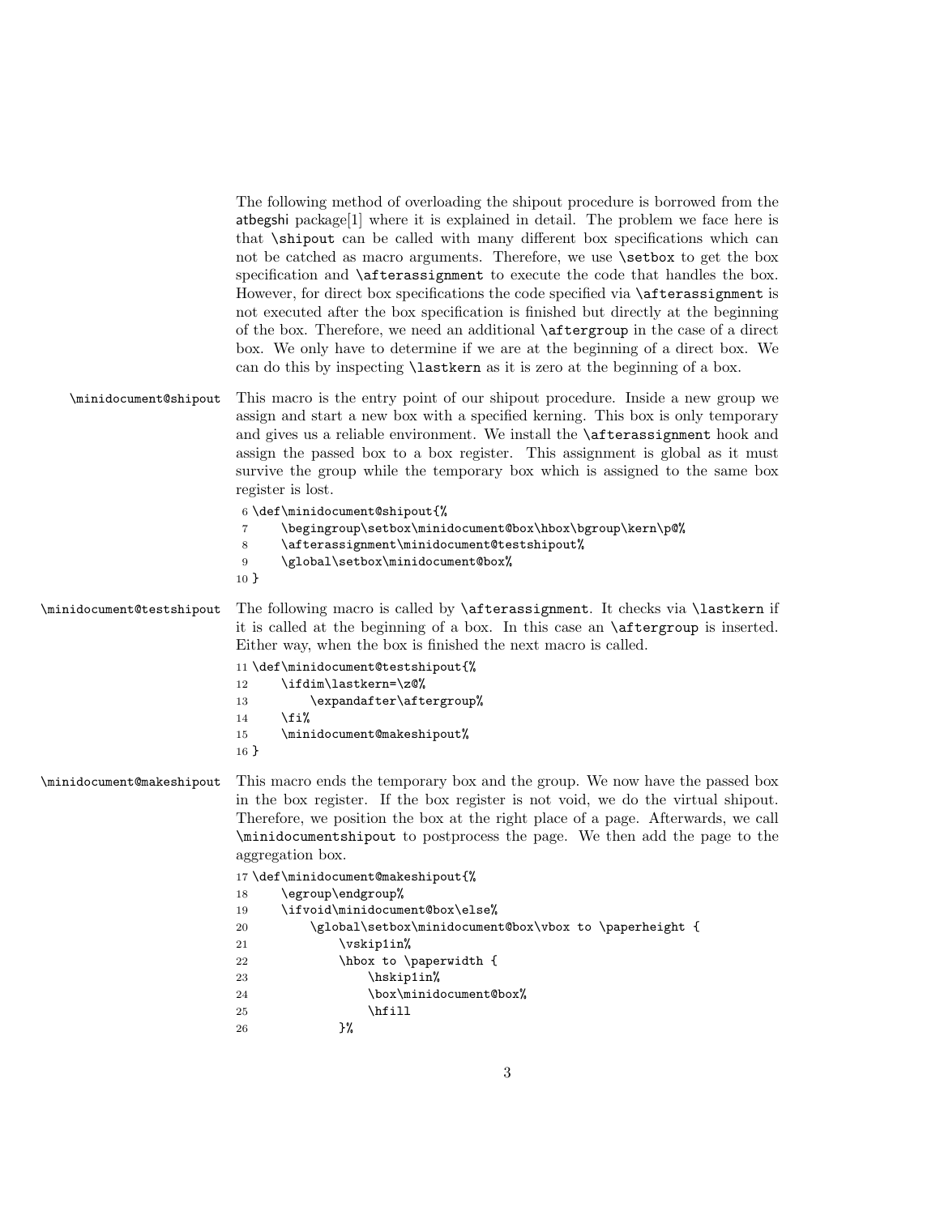The following method of overloading the shipout procedure is borrowed from the atbegshi package[1] where it is explained in detail. The problem we face here is that `\shipout` can be called with many different box specifications which can not be catched as macro arguments. Therefore, we use `\setbox` to get the box specification and `\afterassignment` to execute the code that handles the box. However, for direct box specifications the code specified via `\afterassignment` is not executed after the box specification is finished but directly at the beginning of the box. Therefore, we need an additional `\aftergroup` in the case of a direct box. We only have to determine if we are at the beginning of a direct box. We can do this by inspecting `\lastkern` as it is zero at the beginning of a box.

`\minidocument@shipout` This macro is the entry point of our shipout procedure. Inside a new group we assign and start a new box with a specified kerning. This box is only temporary and gives us a reliable environment. We install the `\afterassignment` hook and assign the passed box to a box register. This assignment is global as it must survive the group while the temporary box which is assigned to the same box register is lost.

```
6 \def\minidocument@shipout{%
7     \begingroup\setbox\minidocument@box\hbox\bgroup\kern\p@%
8     \afterassignment\minidocument@testshipout%
9     \global\setbox\minidocument@box%
10 }
```

`\minidocument@testshipout` The following macro is called by `\afterassignment`. It checks via `\lastkern` if it is called at the beginning of a box. In this case an `\aftergroup` is inserted. Either way, when the box is finished the next macro is called.

```
11 \def\minidocument@testshipout{%
12     \ifdim\lastkern=\z@%
13         \expandafter\aftergroup%
14     \fi%
15     \minidocument@makeshipout%
16 }
```

`\minidocument@makeshipout` This macro ends the temporary box and the group. We now have the passed box in the box register. If the box register is not void, we do the virtual shipout. Therefore, we position the box at the right place of a page. Afterwards, we call `\minidocumentshipout` to postprocess the page. We then add the page to the aggregation box.

```
17 \def\minidocument@makeshipout{%
18     \egroup\endgroup%
19     \ifvoid\minidocument@box\else%
20         \global\setbox\minidocument@box\vbox to \paperheight {
21             \vskip1in%
22             \hbox to \paperwidth {
23                 \hskip1in%
24                 \box\minidocument@box%
25                 \hfill
26             }%
```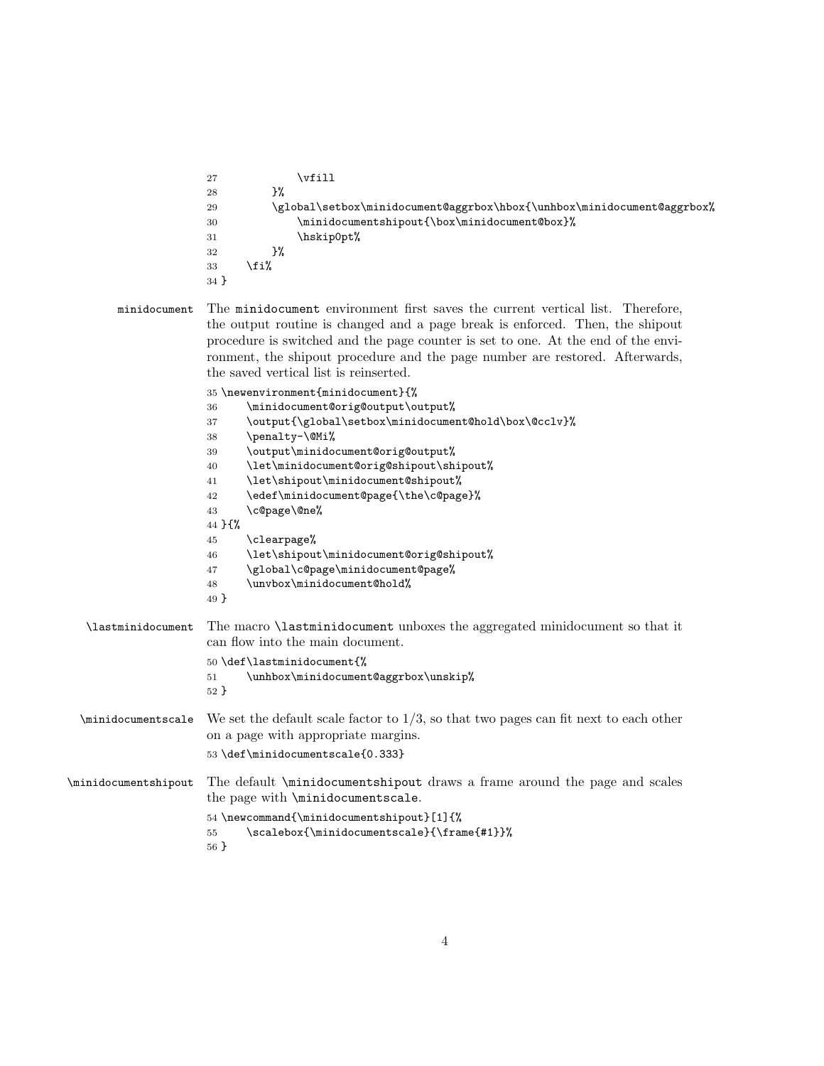```
27            \vfill
28        }%
29        \global\setbox\minidocument@aggrbox\hbox{\unhbox\minidocument@aggrbox%
30            \minidocumentshipout{\box\minidocument@box}%
31            \hskip0pt%
32        }%
33    \fi%
34 }
```

minidocument The minidocument environment first saves the current vertical list. Therefore, the output routine is changed and a page break is enforced. Then, the shipout procedure is switched and the page counter is set to one. At the end of the environment, the shipout procedure and the page number are restored. Afterwards, the saved vertical list is reinserted.

```
35 \newenvironment{minidocument}{%
36    \minidocument@orig@output\output%
37    \output{\global\setbox\minidocument@hold\box\@cclv}%
38    \penalty-\@Mi%
39    \output\minidocument@orig@output%
40    \let\minidocument@orig@shipout\shipout%
41    \let\shipout\minidocument@shipout%
42    \edef\minidocument@page{\the\c@page}%
43    \c@page\@ne%
44 }{%
45    \clearpage%
46    \let\shipout\minidocument@orig@shipout%
47    \global\c@page\minidocument@page%
48    \unvbox\minidocument@hold%
49 }
```

\lastminidocument The macro \lastminidocument unboxes the aggregated minidocument so that it can flow into the main document.

```
50 \def\lastminidocument{%
51    \unhbox\minidocument@aggrbox\unskip%
52 }
```

\minidocumentscale We set the default scale factor to $1/3$, so that two pages can fit next to each other on a page with appropriate margins.

```
53 \def\minidocumentscale{0.333}
```

\minidocumentshipout The default \minidocumentshipout draws a frame around the page and scales the page with \minidocumentscale.

```
54 \newcommand{\minidocumentshipout}[1]{%
55    \scalebox{\minidocumentscale}{\frame{#1}}%
56 }
```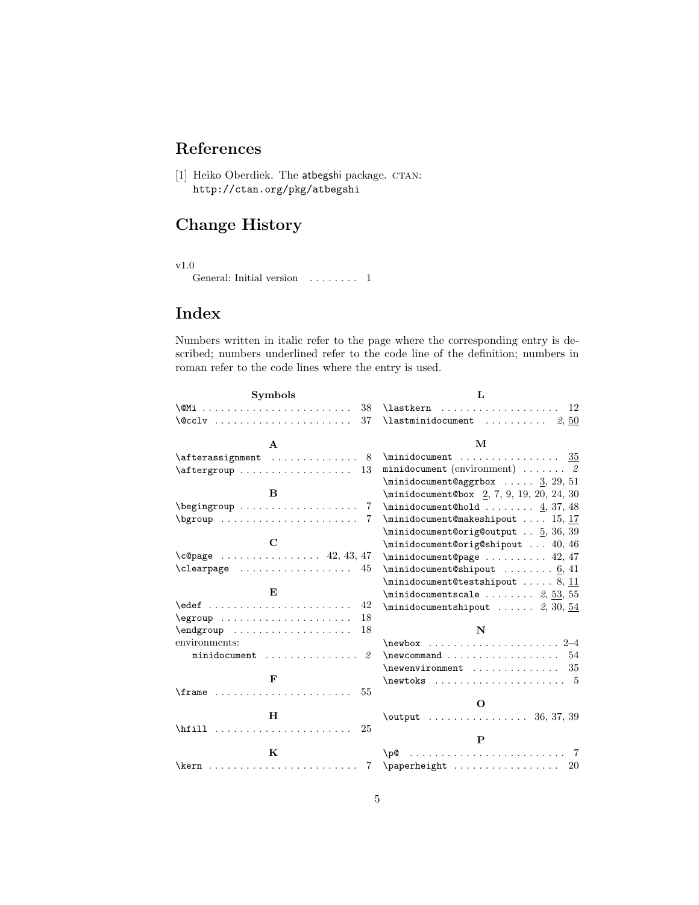## References

[1] Heiko Oberdiek. The atbegshi package. CTAN: http://ctan.org/pkg/atbegshi

## Change History

v1.0
   General: Initial version . . . . . . . . 1

## Index

Numbers written in italic refer to the page where the corresponding entry is described; numbers underlined refer to the code line of the definition; numbers in roman refer to the code lines where the entry is used.

**Symbols**

\@Mi . . . . . . . . . . . . . . . . . . . . . . . 38
\@cclv . . . . . . . . . . . . . . . . . . . . . . 37

**A**

\afterassignment . . . . . . . . . . . . . . 8
\aftergroup . . . . . . . . . . . . . . . . . . 13

**B**

\begingroup . . . . . . . . . . . . . . . . . . . 7
\bgroup . . . . . . . . . . . . . . . . . . . . . . 7

**C**

\c@page . . . . . . . . . . . . . . . . 42, 43, 47
\clearpage . . . . . . . . . . . . . . . . . . 45

**E**

\edef . . . . . . . . . . . . . . . . . . . . . . . 42
\egroup . . . . . . . . . . . . . . . . . . . . . 18
\endgroup . . . . . . . . . . . . . . . . . . . 18
environments:
   minidocument . . . . . . . . . . . . . . . *2*

**F**

\frame . . . . . . . . . . . . . . . . . . . . . . 55

**H**

\hfill . . . . . . . . . . . . . . . . . . . . . . 25

**K**

\kern . . . . . . . . . . . . . . . . . . . . . . . . 7

**L**

\lastkern . . . . . . . . . . . . . . . . . . . 12
\lastminidocument . . . . . . . . . . *2*, <u>50</u>

**M**

\minidocument . . . . . . . . . . . . . . . . <u>35</u>
minidocument (environment) . . . . . . . *2*
\minidocument@aggrbox . . . . . <u>3</u>, 29, 51
\minidocument@box <u>2</u>, 7, 9, 19, 20, 24, 30
\minidocument@hold . . . . . . . . <u>4</u>, 37, 48
\minidocument@makeshipout . . . . 15, <u>17</u>
\minidocument@orig@output . . <u>5</u>, 36, 39
\minidocument@orig@shipout . . . 40, 46
\minidocument@page . . . . . . . . . . 42, 47
\minidocument@shipout . . . . . . . . <u>6</u>, 41
\minidocument@testshipout . . . . . 8, <u>11</u>
\minidocumentscale . . . . . . . . *2*, <u>53</u>, 55
\minidocumentshipout . . . . . . *2*, 30, <u>54</u>

**N**

\newbox . . . . . . . . . . . . . . . . . . . . . 2–4
\newcommand . . . . . . . . . . . . . . . . . . 54
\newenvironment . . . . . . . . . . . . . . 35
\newtoks . . . . . . . . . . . . . . . . . . . . . 5

**O**

\output . . . . . . . . . . . . . . . . 36, 37, 39

**P**

\p@ . . . . . . . . . . . . . . . . . . . . . . . . . 7
\paperheight . . . . . . . . . . . . . . . . . 20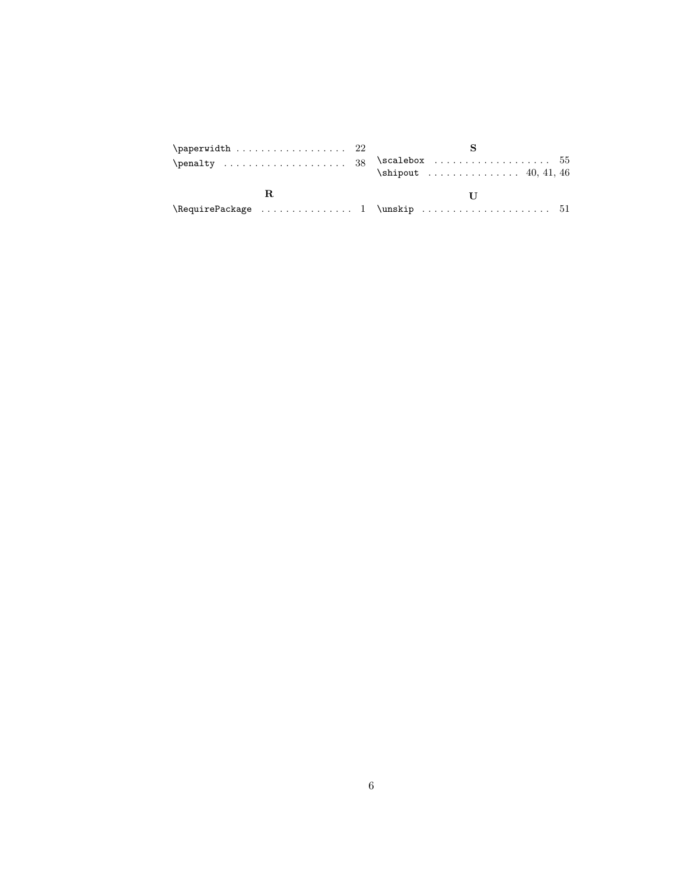\paperwidth . . . . . . . . . . . . . . . . . . 22

\penalty . . . . . . . . . . . . . . . . . . . . 38

**R**

\RequirePackage . . . . . . . . . . . . . . . 1

**S**

\scalebox . . . . . . . . . . . . . . . . . . . 55

\shipout . . . . . . . . . . . . . . . 40, 41, 46

**U**

\unskip . . . . . . . . . . . . . . . . . . . . . 51